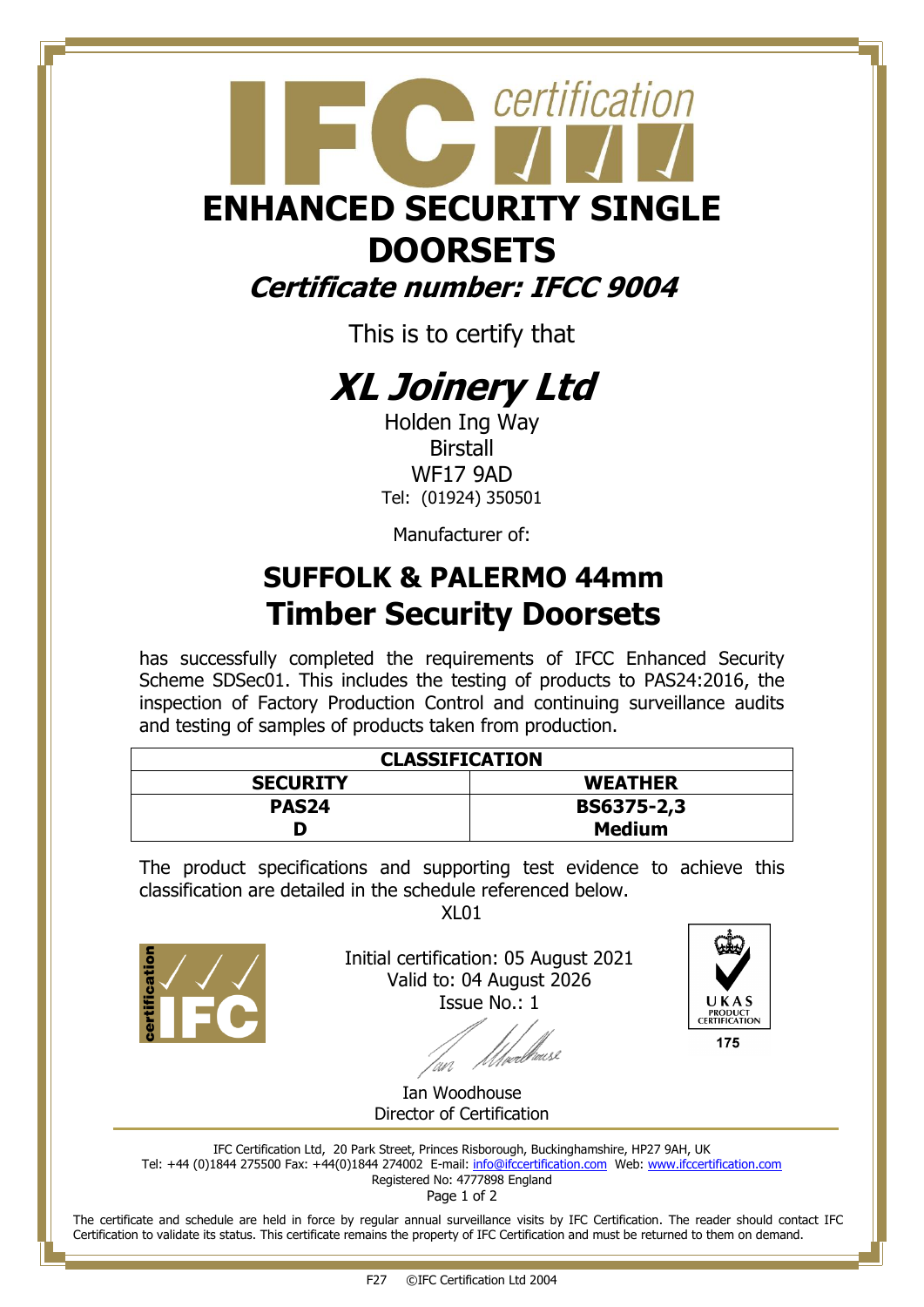# ENHANCED SECURITY SINGLE DOORSETS

## *Certificate number: IFCC 9004*

This is to certify that

# *XL Joinery Ltd*

Holden Ing Way
Birstall
WF17 9AD
Tel: (01924) 350501

Manufacturer of:

## SUFFOLK & PALERMO 44mm Timber Security Doorsets

has successfully completed the requirements of IFCC Enhanced Security Scheme SDSec01. This includes the testing of products to PAS24:2016, the inspection of Factory Production Control and continuing surveillance audits and testing of samples of products taken from production.

| CLASSIFICATION | |
|---|---|
| **SECURITY** | **WEATHER** |
| **PAS24** **D** | **BS6375-2,3** **Medium** |

The product specifications and supporting test evidence to achieve this classification are detailed in the schedule referenced below.

XL01

Initial certification: 05 August 2021
Valid to: 04 August 2026
Issue No.: 1

Ian Woodhouse
Director of Certification

UKAS PRODUCT CERTIFICATION 175

IFC Certification Ltd, 20 Park Street, Princes Risborough, Buckinghamshire, HP27 9AH, UK
Tel: +44 (0)1844 275500 Fax: +44(0)1844 274002 E-mail: info@ifccertification.com Web: www.ifccertification.com
Registered No: 4777898 England

The certificate and schedule are held in force by regular annual surveillance visits by IFC Certification. The reader should contact IFC Certification to validate its status. This certificate remains the property of IFC Certification and must be returned to them on demand.

F27 ©IFC Certification Ltd 2004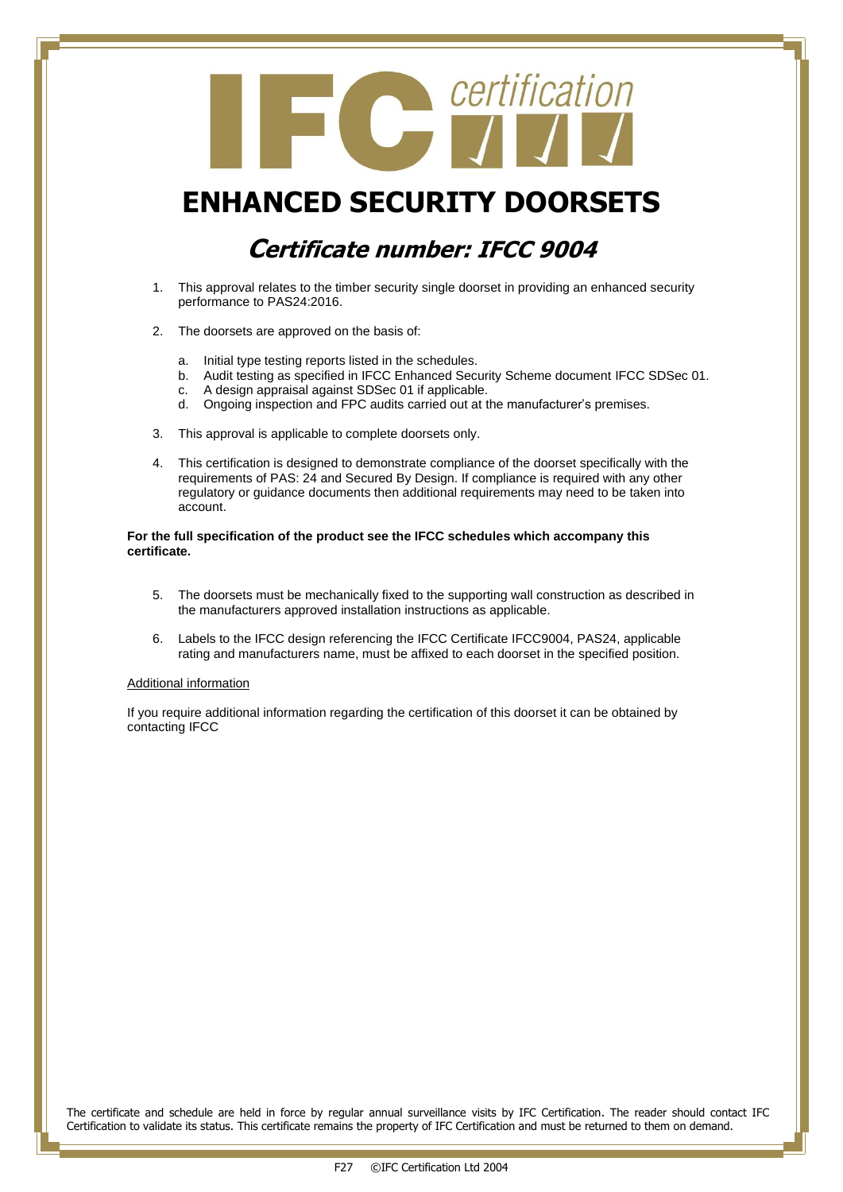# ENHANCED SECURITY DOORSETS

## *Certificate number: IFCC 9004*

1. This approval relates to the timber security single doorset in providing an enhanced security performance to PAS24:2016.

2. The doorsets are approved on the basis of:

   a. Initial type testing reports listed in the schedules.
   b. Audit testing as specified in IFCC Enhanced Security Scheme document IFCC SDSec 01.
   c. A design appraisal against SDSec 01 if applicable.
   d. Ongoing inspection and FPC audits carried out at the manufacturer's premises.

3. This approval is applicable to complete doorsets only.

4. This certification is designed to demonstrate compliance of the doorset specifically with the requirements of PAS: 24 and Secured By Design. If compliance is required with any other regulatory or guidance documents then additional requirements may need to be taken into account.

**For the full specification of the product see the IFCC schedules which accompany this certificate.**

5. The doorsets must be mechanically fixed to the supporting wall construction as described in the manufacturers approved installation instructions as applicable.

6. Labels to the IFCC design referencing the IFCC Certificate IFCC9004, PAS24, applicable rating and manufacturers name, must be affixed to each doorset in the specified position.

<u>Additional information</u>

If you require additional information regarding the certification of this doorset it can be obtained by contacting IFCC

The certificate and schedule are held in force by regular annual surveillance visits by IFC Certification. The reader should contact IFC Certification to validate its status. This certificate remains the property of IFC Certification and must be returned to them on demand.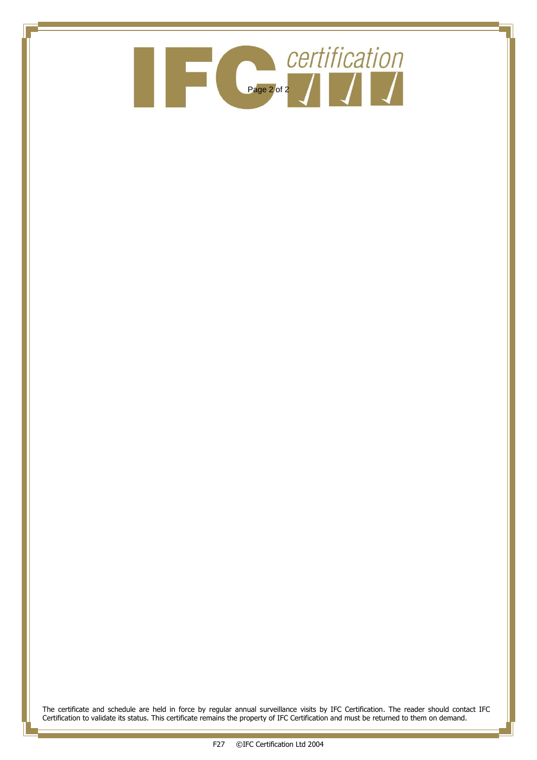IFC certification

The certificate and schedule are held in force by regular annual surveillance visits by IFC Certification. The reader should contact IFC Certification to validate its status. This certificate remains the property of IFC Certification and must be returned to them on demand.

F27 ©IFC Certification Ltd 2004